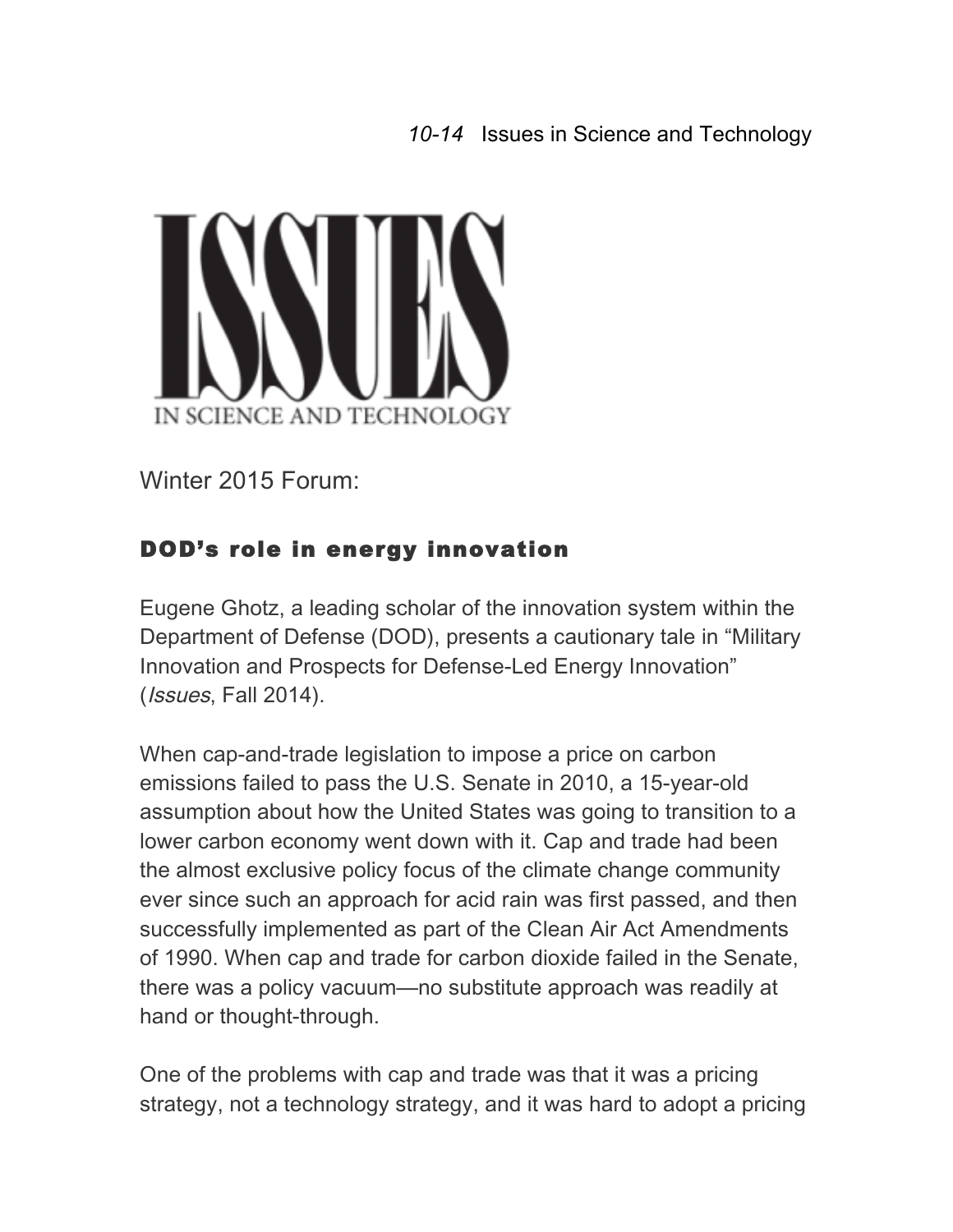# ISSUES IN SCIENCE AND TECHNOLOGY

Winter 2015 Forum:

## DOD's role in energy innovation

Eugene Ghotz, a leading scholar of the innovation system within the Department of Defense (DOD), presents a cautionary tale in "Military Innovation and Prospects for Defense-Led Energy Innovation" (*Issues*, Fall 2014).

When cap-and-trade legislation to impose a price on carbon emissions failed to pass the U.S. Senate in 2010, a 15-year-old assumption about how the United States was going to transition to a lower carbon economy went down with it. Cap and trade had been the almost exclusive policy focus of the climate change community ever since such an approach for acid rain was first passed, and then successfully implemented as part of the Clean Air Act Amendments of 1990. When cap and trade for carbon dioxide failed in the Senate, there was a policy vacuum—no substitute approach was readily at hand or thought-through.

One of the problems with cap and trade was that it was a pricing strategy, not a technology strategy, and it was hard to adopt a pricing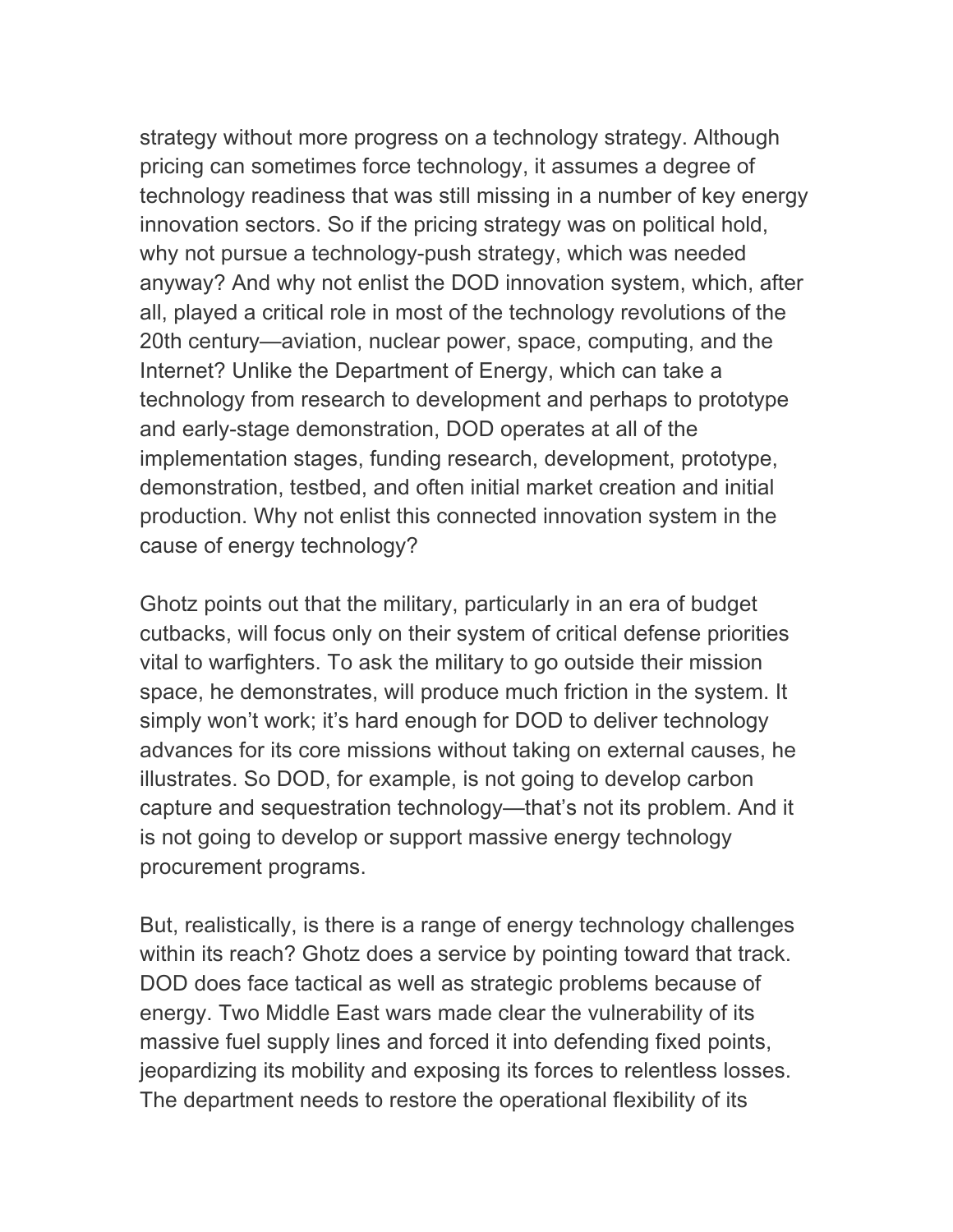strategy without more progress on a technology strategy. Although pricing can sometimes force technology, it assumes a degree of technology readiness that was still missing in a number of key energy innovation sectors. So if the pricing strategy was on political hold, why not pursue a technology-push strategy, which was needed anyway? And why not enlist the DOD innovation system, which, after all, played a critical role in most of the technology revolutions of the 20th century—aviation, nuclear power, space, computing, and the Internet? Unlike the Department of Energy, which can take a technology from research to development and perhaps to prototype and early-stage demonstration, DOD operates at all of the implementation stages, funding research, development, prototype, demonstration, testbed, and often initial market creation and initial production. Why not enlist this connected innovation system in the cause of energy technology?

Ghotz points out that the military, particularly in an era of budget cutbacks, will focus only on their system of critical defense priorities vital to warfighters. To ask the military to go outside their mission space, he demonstrates, will produce much friction in the system. It simply won't work; it's hard enough for DOD to deliver technology advances for its core missions without taking on external causes, he illustrates. So DOD, for example, is not going to develop carbon capture and sequestration technology—that's not its problem. And it is not going to develop or support massive energy technology procurement programs.

But, realistically, is there is a range of energy technology challenges within its reach? Ghotz does a service by pointing toward that track. DOD does face tactical as well as strategic problems because of energy. Two Middle East wars made clear the vulnerability of its massive fuel supply lines and forced it into defending fixed points, jeopardizing its mobility and exposing its forces to relentless losses. The department needs to restore the operational flexibility of its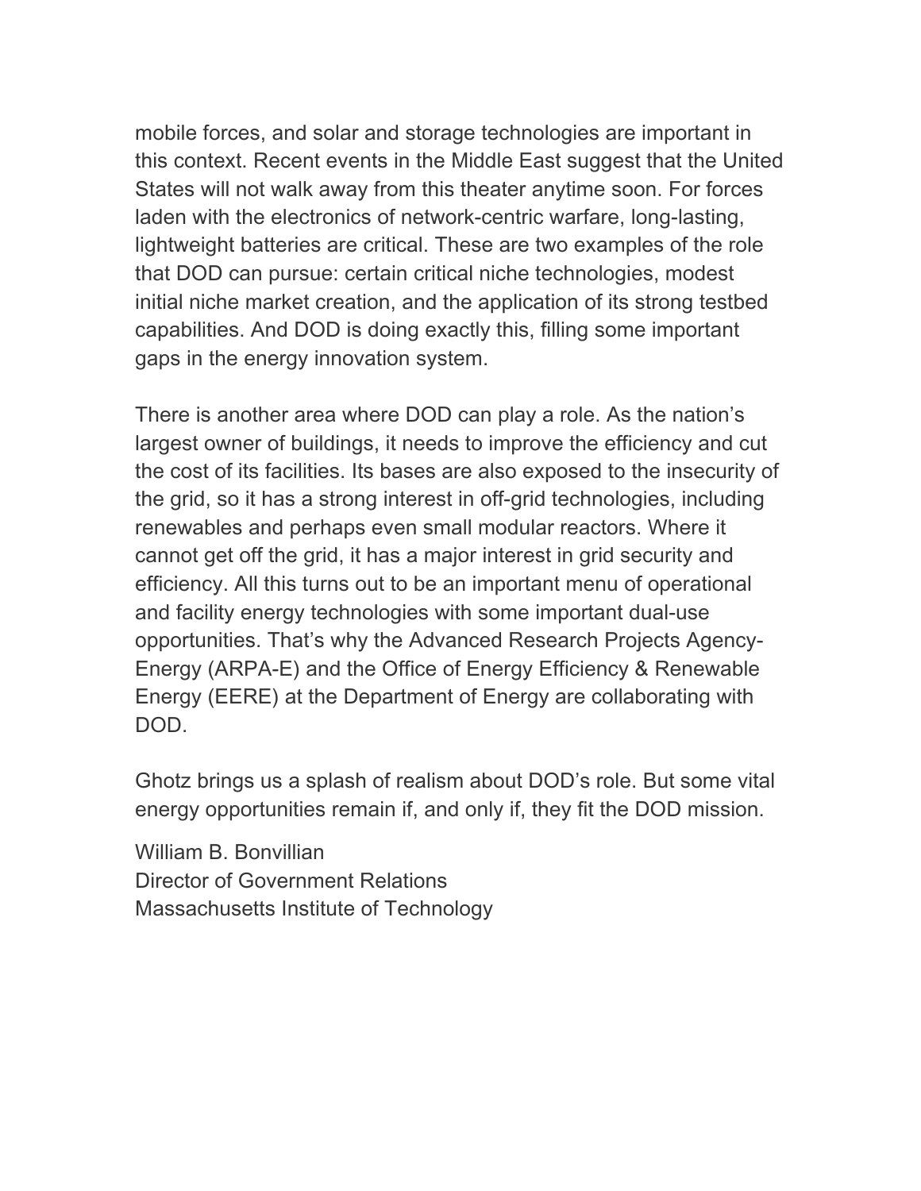mobile forces, and solar and storage technologies are important in this context. Recent events in the Middle East suggest that the United States will not walk away from this theater anytime soon. For forces laden with the electronics of network-centric warfare, long-lasting, lightweight batteries are critical. These are two examples of the role that DOD can pursue: certain critical niche technologies, modest initial niche market creation, and the application of its strong testbed capabilities. And DOD is doing exactly this, filling some important gaps in the energy innovation system.

There is another area where DOD can play a role. As the nation's largest owner of buildings, it needs to improve the efficiency and cut the cost of its facilities. Its bases are also exposed to the insecurity of the grid, so it has a strong interest in off-grid technologies, including renewables and perhaps even small modular reactors. Where it cannot get off the grid, it has a major interest in grid security and efficiency. All this turns out to be an important menu of operational and facility energy technologies with some important dual-use opportunities. That's why the Advanced Research Projects Agency-Energy (ARPA-E) and the Office of Energy Efficiency & Renewable Energy (EERE) at the Department of Energy are collaborating with DOD.

Ghotz brings us a splash of realism about DOD's role. But some vital energy opportunities remain if, and only if, they fit the DOD mission.

William B. Bonvillian
Director of Government Relations
Massachusetts Institute of Technology